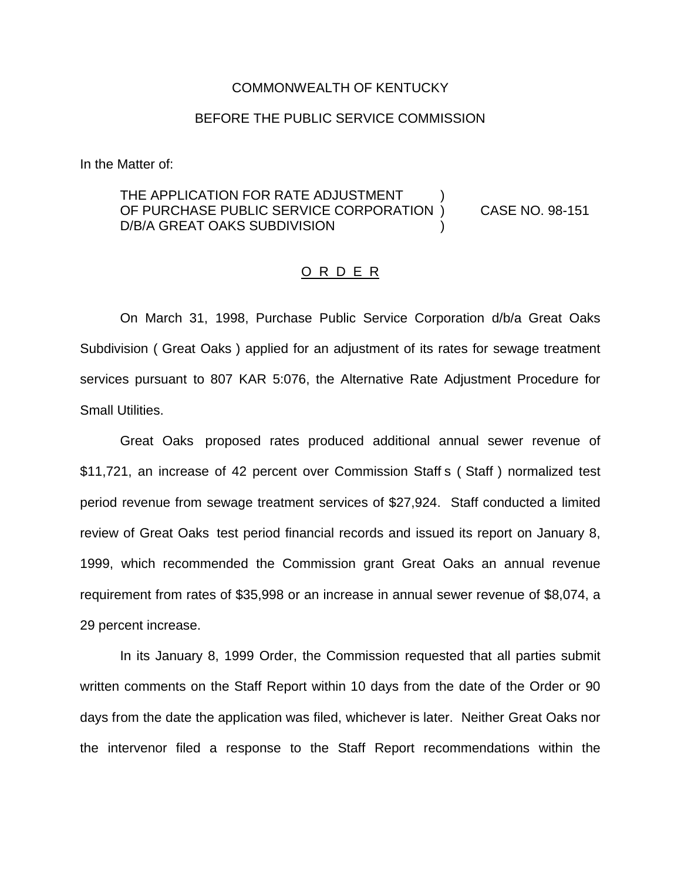COMMONWEALTH OF KENTUCKY

BEFORE THE PUBLIC SERVICE COMMISSION

In the Matter of:

THE APPLICATION FOR RATE ADJUSTMENT )
OF PURCHASE PUBLIC SERVICE CORPORATION ) CASE NO. 98-151
D/B/A GREAT OAKS SUBDIVISION )

O R D E R

On March 31, 1998, Purchase Public Service Corporation d/b/a Great Oaks Subdivision ( Great Oaks ) applied for an adjustment of its rates for sewage treatment services pursuant to 807 KAR 5:076, the Alternative Rate Adjustment Procedure for Small Utilities.

Great Oaks proposed rates produced additional annual sewer revenue of $11,721, an increase of 42 percent over Commission Staff s ( Staff ) normalized test period revenue from sewage treatment services of $27,924. Staff conducted a limited review of Great Oaks test period financial records and issued its report on January 8, 1999, which recommended the Commission grant Great Oaks an annual revenue requirement from rates of $35,998 or an increase in annual sewer revenue of $8,074, a 29 percent increase.

In its January 8, 1999 Order, the Commission requested that all parties submit written comments on the Staff Report within 10 days from the date of the Order or 90 days from the date the application was filed, whichever is later. Neither Great Oaks nor the intervenor filed a response to the Staff Report recommendations within the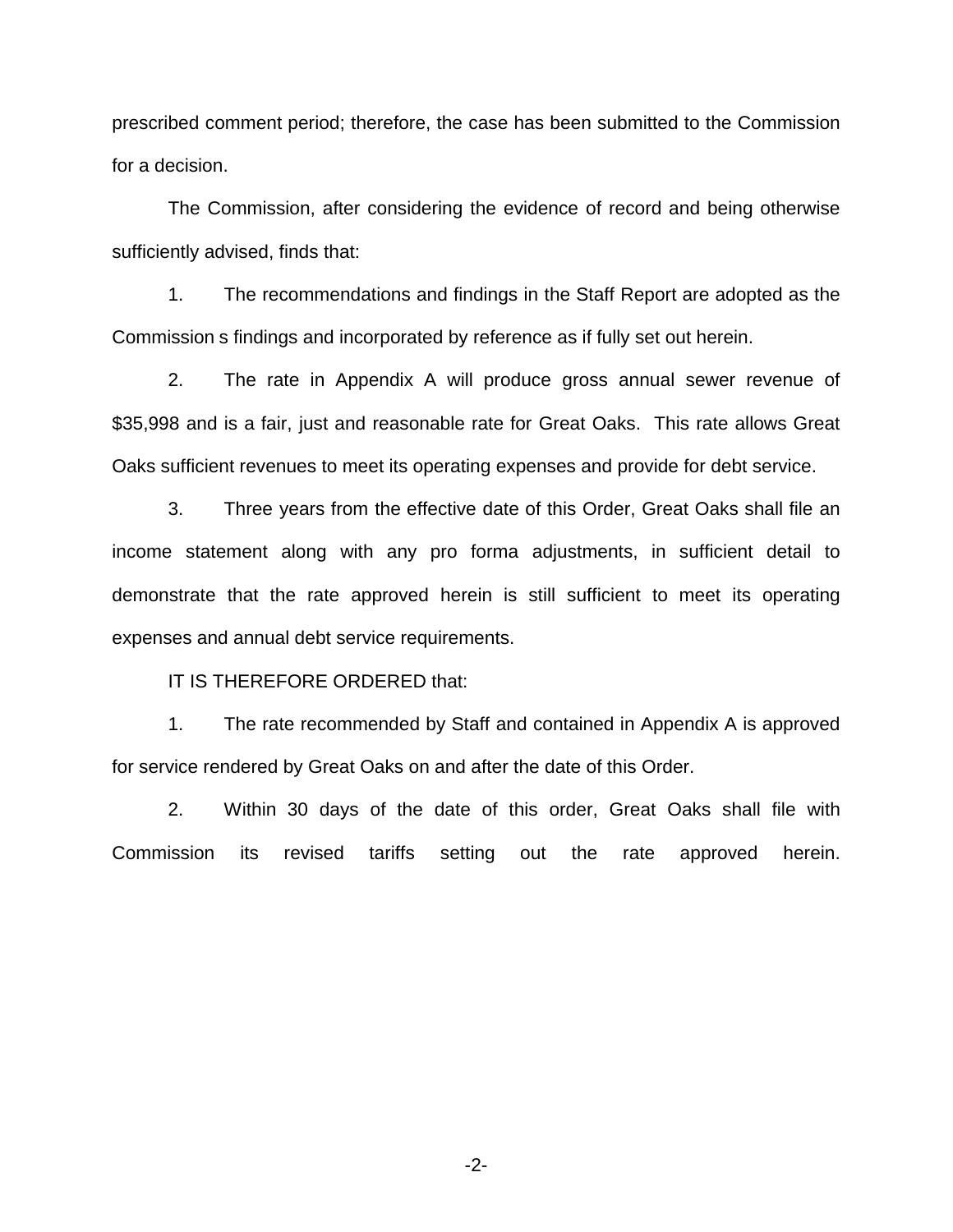prescribed comment period; therefore, the case has been submitted to the Commission for a decision.

The Commission, after considering the evidence of record and being otherwise sufficiently advised, finds that:

1. The recommendations and findings in the Staff Report are adopted as the Commission s findings and incorporated by reference as if fully set out herein.

2. The rate in Appendix A will produce gross annual sewer revenue of $35,998 and is a fair, just and reasonable rate for Great Oaks. This rate allows Great Oaks sufficient revenues to meet its operating expenses and provide for debt service.

3. Three years from the effective date of this Order, Great Oaks shall file an income statement along with any pro forma adjustments, in sufficient detail to demonstrate that the rate approved herein is still sufficient to meet its operating expenses and annual debt service requirements.

IT IS THEREFORE ORDERED that:

1. The rate recommended by Staff and contained in Appendix A is approved for service rendered by Great Oaks on and after the date of this Order.

2. Within 30 days of the date of this order, Great Oaks shall file with Commission its revised tariffs setting out the rate approved herein.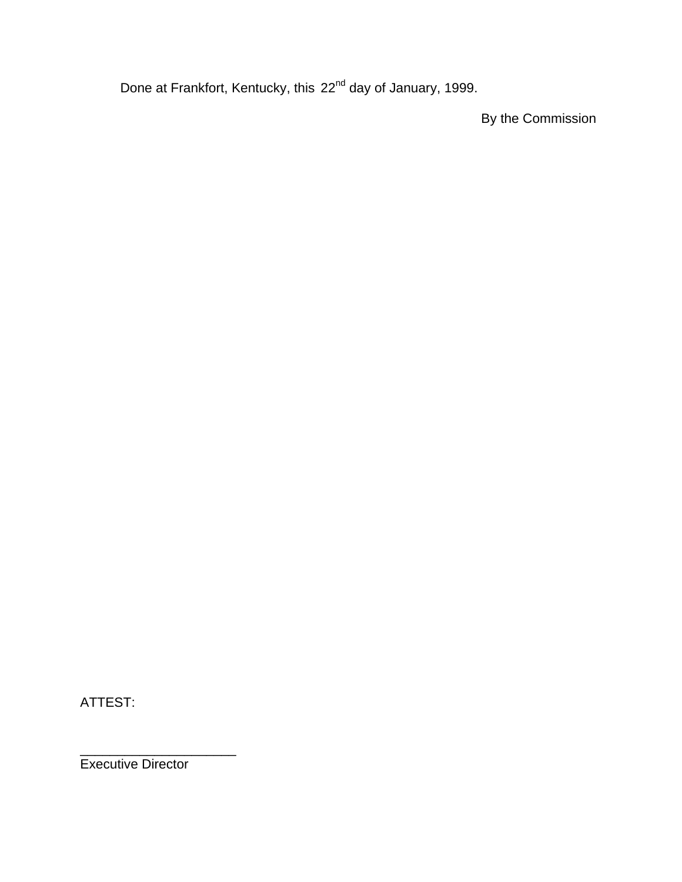Done at Frankfort, Kentucky, this 22nd day of January, 1999.

By the Commission

ATTEST:

_____________________
Executive Director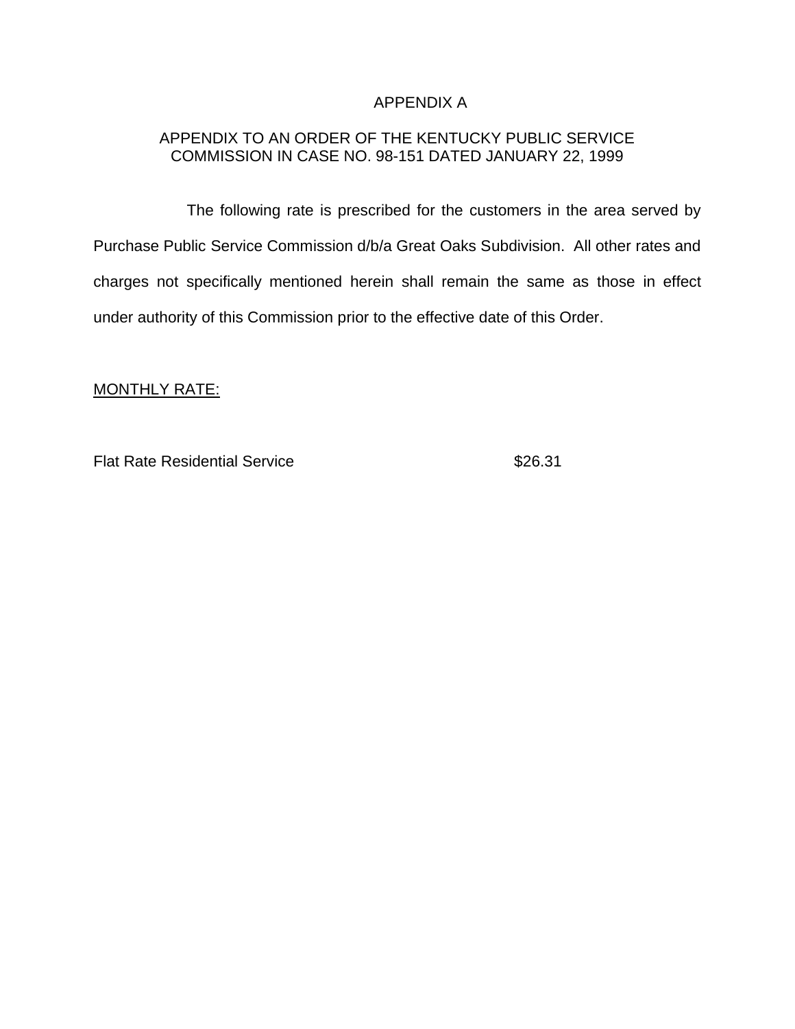# APPENDIX A

## APPENDIX TO AN ORDER OF THE KENTUCKY PUBLIC SERVICE COMMISSION IN CASE NO. 98-151 DATED JANUARY 22, 1999

The following rate is prescribed for the customers in the area served by Purchase Public Service Commission d/b/a Great Oaks Subdivision. All other rates and charges not specifically mentioned herein shall remain the same as those in effect under authority of this Commission prior to the effective date of this Order.

MONTHLY RATE:

| | |
|---|---|
| Flat Rate Residential Service | $26.31 |